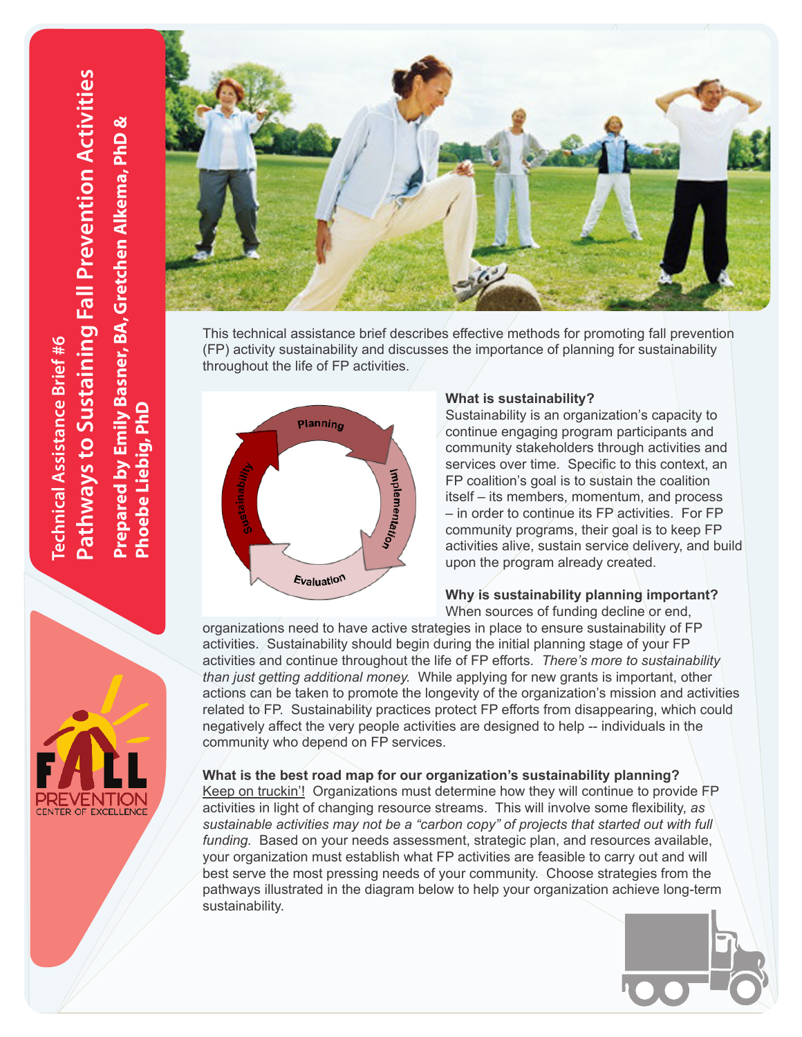# Technical Assistance Brief #6

# Pathways to Sustaining Fall Prevention Activities

**Prepared by Emily Basner, BA, Gretchen Alkema, PhD & Phoebe Liebig, PhD**

This technical assistance brief describes effective methods for promoting fall prevention (FP) activity sustainability and discusses the importance of planning for sustainability throughout the life of FP activities.

Planning → Implementation → Evaluation → Sustainability

### What is sustainability?

Sustainability is an organization's capacity to continue engaging program participants and community stakeholders through activities and services over time. Specific to this context, an FP coalition's goal is to sustain the coalition itself – its members, momentum, and process – in order to continue its FP activities. For FP community programs, their goal is to keep FP activities alive, sustain service delivery, and build upon the program already created.

### Why is sustainability planning important?

When sources of funding decline or end, organizations need to have active strategies in place to ensure sustainability of FP activities. Sustainability should begin during the initial planning stage of your FP activities and continue throughout the life of FP efforts. *There's more to sustainability than just getting additional money.* While applying for new grants is important, other actions can be taken to promote the longevity of the organization's mission and activities related to FP. Sustainability practices protect FP efforts from disappearing, which could negatively affect the very people activities are designed to help -- individuals in the community who depend on FP services.

### What is the best road map for our organization's sustainability planning?

Keep on truckin'! Organizations must determine how they will continue to provide FP activities in light of changing resource streams. This will involve some flexibility, *as sustainable activities may not be a "carbon copy" of projects that started out with full funding.* Based on your needs assessment, strategic plan, and resources available, your organization must establish what FP activities are feasible to carry out and will best serve the most pressing needs of your community. Choose strategies from the pathways illustrated in the diagram below to help your organization achieve long-term sustainability.

FALL PREVENTION CENTER OF EXCELLENCE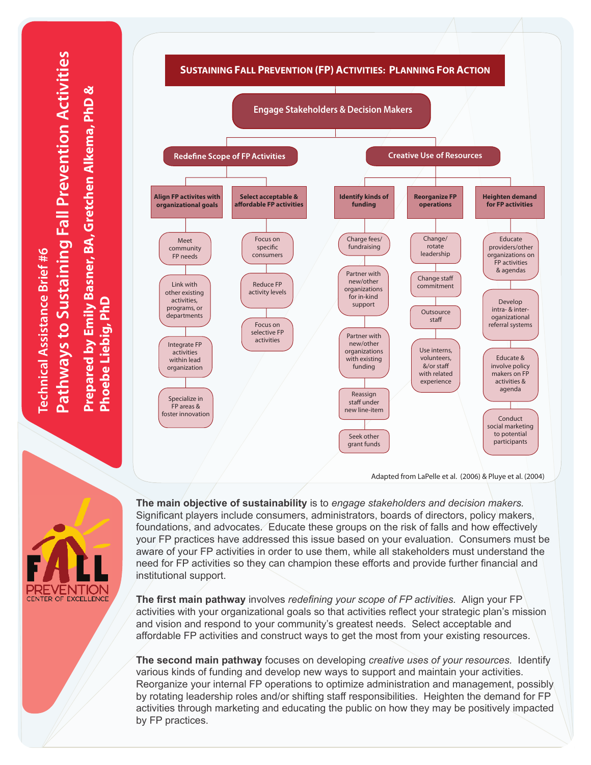# Technical Assistance Brief #6

# Pathways to Sustaining Fall Prevention Activities

**Prepared by Emily Basner, BA, Gretchen Alkema, PhD & Phoebe Liebig, PhD**

## Sustaining Fall Prevention (FP) Activities: Planning For Action

- **Engage Stakeholders & Decision Makers**
  - **Redefine Scope of FP Activities**
    - **Align FP activites with organizational goals**
      - Meet community FP needs
      - Link with other existing activities, programs, or departments
      - Integrate FP activities within lead organization
      - Specialize in FP areas & foster innovation
    - **Select acceptable & affordable FP activities**
      - Focus on specific consumers
      - Reduce FP activity levels
      - Focus on selective FP activities
  - **Creative Use of Resources**
    - **Identify kinds of funding**
      - Charge fees/ fundraising
      - Partner with new/other organizations for in-kind support
      - Partner with new/other organizations with existing funding
      - Reassign staff under new line-item
      - Seek other grant funds
    - **Reorganize FP operations**
      - Change/ rotate leadership
      - Change staff commitment
      - Outsource staff
      - Use interns, volunteers, &/or staff with related experience
    - **Heighten demand for FP activities**
      - Educate providers/other organizations on FP activities & agendas
      - Develop intra- & inter-oganizational referral systems
      - Educate & involve policy makers on FP activities & agenda
      - Conduct social marketing to potential participants

Adapted from LaPelle et al. (2006) & Pluye et al. (2004)

**The main objective of sustainability** is to *engage stakeholders and decision makers.* Significant players include consumers, administrators, boards of directors, policy makers, foundations, and advocates. Educate these groups on the risk of falls and how effectively your FP practices have addressed this issue based on your evaluation. Consumers must be aware of your FP activities in order to use them, while all stakeholders must understand the need for FP activities so they can champion these efforts and provide further financial and institutional support.

**The first main pathway** involves *redefining your scope of FP activities.* Align your FP activities with your organizational goals so that activities reflect your strategic plan's mission and vision and respond to your community's greatest needs. Select acceptable and affordable FP activities and construct ways to get the most from your existing resources.

**The second main pathway** focuses on developing *creative uses of your resources.* Identify various kinds of funding and develop new ways to support and maintain your activities. Reorganize your internal FP operations to optimize administration and management, possibly by rotating leadership roles and/or shifting staff responsibilities. Heighten the demand for FP activities through marketing and educating the public on how they may be positively impacted by FP practices.

FALL PREVENTION CENTER OF EXCELLENCE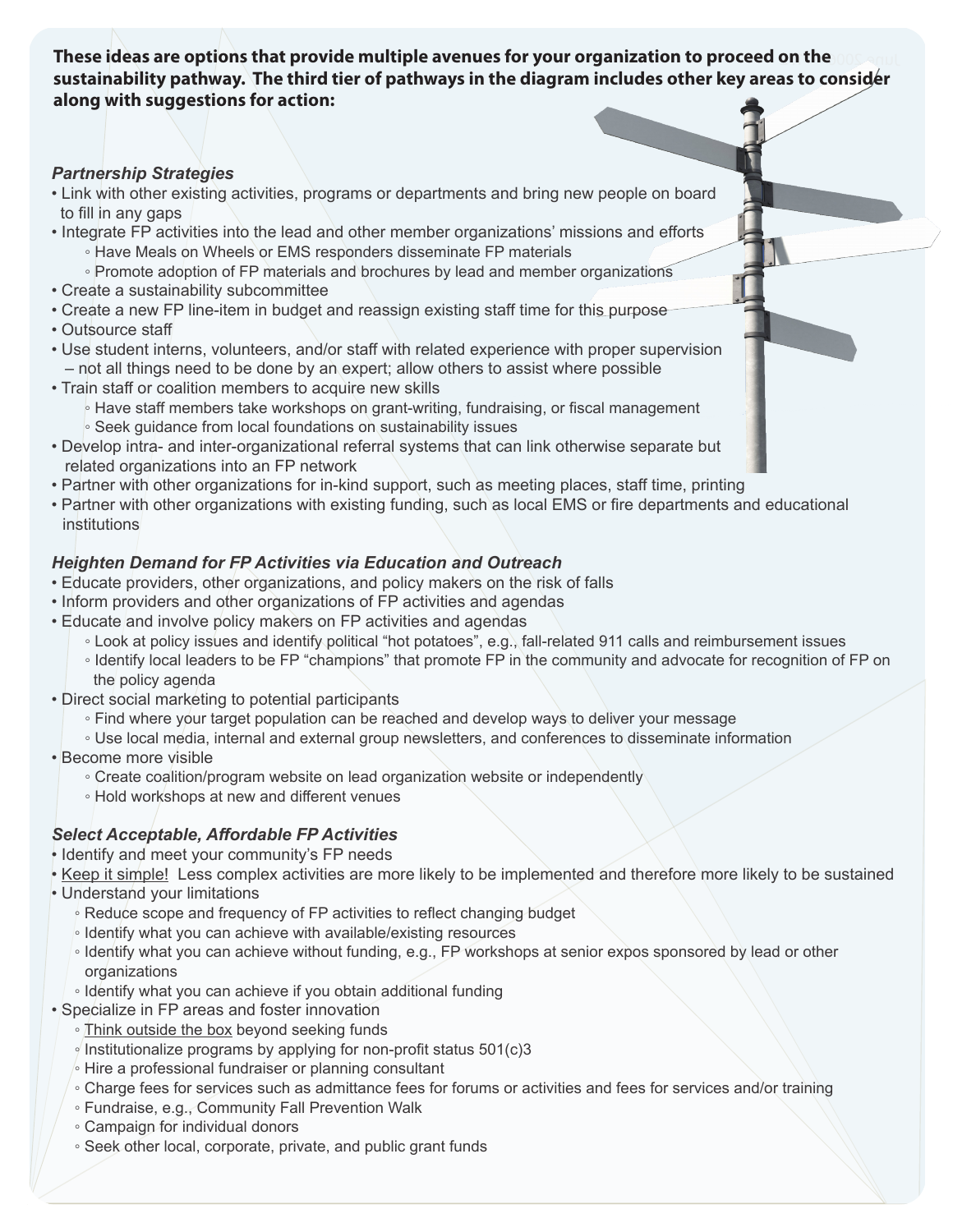**These ideas are options that provide multiple avenues for your organization to proceed on the sustainability pathway. The third tier of pathways in the diagram includes other key areas to consider along with suggestions for action:**

### *Partnership Strategies*

- Link with other existing activities, programs or departments and bring new people on board to fill in any gaps
- Integrate FP activities into the lead and other member organizations' missions and efforts
  - Have Meals on Wheels or EMS responders disseminate FP materials
  - Promote adoption of FP materials and brochures by lead and member organizations
- Create a sustainability subcommittee
- Create a new FP line-item in budget and reassign existing staff time for this purpose
- Outsource staff
- Use student interns, volunteers, and/or staff with related experience with proper supervision – not all things need to be done by an expert; allow others to assist where possible
- Train staff or coalition members to acquire new skills
  - Have staff members take workshops on grant-writing, fundraising, or fiscal management
  - Seek guidance from local foundations on sustainability issues
- Develop intra- and inter-organizational referral systems that can link otherwise separate but related organizations into an FP network
- Partner with other organizations for in-kind support, such as meeting places, staff time, printing
- Partner with other organizations with existing funding, such as local EMS or fire departments and educational institutions

### *Heighten Demand for FP Activities via Education and Outreach*

- Educate providers, other organizations, and policy makers on the risk of falls
- Inform providers and other organizations of FP activities and agendas
- Educate and involve policy makers on FP activities and agendas
  - Look at policy issues and identify political "hot potatoes", e.g., fall-related 911 calls and reimbursement issues
  - Identify local leaders to be FP "champions" that promote FP in the community and advocate for recognition of FP on the policy agenda
- Direct social marketing to potential participants
  - Find where your target population can be reached and develop ways to deliver your message
  - Use local media, internal and external group newsletters, and conferences to disseminate information
- Become more visible
  - Create coalition/program website on lead organization website or independently
  - Hold workshops at new and different venues

### *Select Acceptable, Affordable FP Activities*

- Identify and meet your community's FP needs
- <u>Keep it simple!</u> Less complex activities are more likely to be implemented and therefore more likely to be sustained
- Understand your limitations
  - Reduce scope and frequency of FP activities to reflect changing budget
  - Identify what you can achieve with available/existing resources
  - Identify what you can achieve without funding, e.g., FP workshops at senior expos sponsored by lead or other organizations
  - Identify what you can achieve if you obtain additional funding
- Specialize in FP areas and foster innovation
  - <u>Think outside the box</u> beyond seeking funds
  - Institutionalize programs by applying for non-profit status 501(c)3
  - Hire a professional fundraiser or planning consultant
  - Charge fees for services such as admittance fees for forums or activities and fees for services and/or training
  - Fundraise, e.g., Community Fall Prevention Walk
  - Campaign for individual donors
  - Seek other local, corporate, private, and public grant funds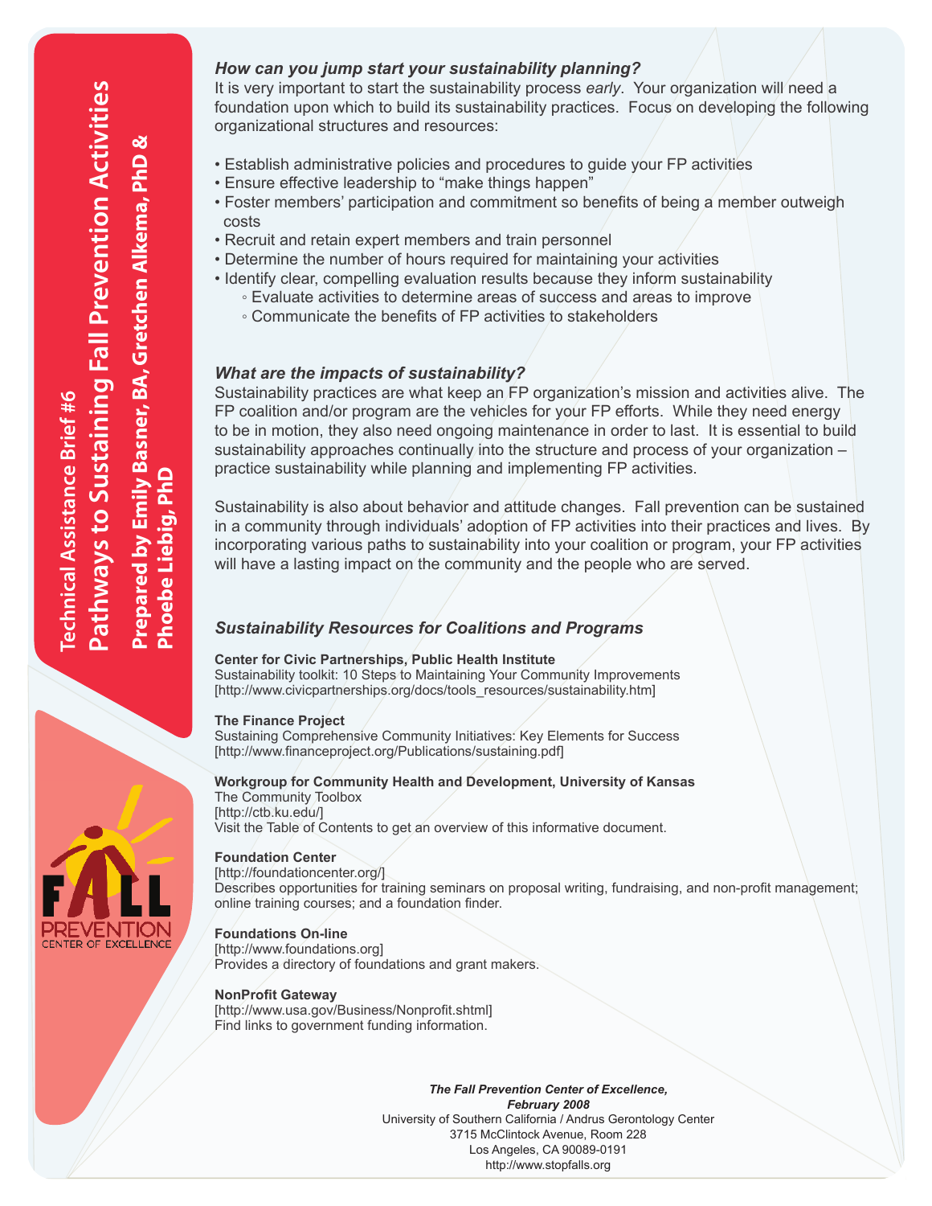**Technical Assistance Brief #6**

# Pathways to Sustaining Fall Prevention Activities

**Prepared by Emily Basner, BA, Gretchen Alkema, PhD & Phoebe Liebig, PhD**

### *How can you jump start your sustainability planning?*

It is very important to start the sustainability process *early*. Your organization will need a foundation upon which to build its sustainability practices. Focus on developing the following organizational structures and resources:

- Establish administrative policies and procedures to guide your FP activities
- Ensure effective leadership to "make things happen"
- Foster members' participation and commitment so benefits of being a member outweigh costs
- Recruit and retain expert members and train personnel
- Determine the number of hours required for maintaining your activities
- Identify clear, compelling evaluation results because they inform sustainability
  - Evaluate activities to determine areas of success and areas to improve
  - Communicate the benefits of FP activities to stakeholders

### *What are the impacts of sustainability?*

Sustainability practices are what keep an FP organization's mission and activities alive. The FP coalition and/or program are the vehicles for your FP efforts. While they need energy to be in motion, they also need ongoing maintenance in order to last. It is essential to build sustainability approaches continually into the structure and process of your organization – practice sustainability while planning and implementing FP activities.

Sustainability is also about behavior and attitude changes. Fall prevention can be sustained in a community through individuals' adoption of FP activities into their practices and lives. By incorporating various paths to sustainability into your coalition or program, your FP activities will have a lasting impact on the community and the people who are served.

### *Sustainability Resources for Coalitions and Programs*

**Center for Civic Partnerships, Public Health Institute**
Sustainability toolkit: 10 Steps to Maintaining Your Community Improvements
[http://www.civicpartnerships.org/docs/tools_resources/sustainability.htm]

**The Finance Project**
Sustaining Comprehensive Community Initiatives: Key Elements for Success
[http://www.financeproject.org/Publications/sustaining.pdf]

**Workgroup for Community Health and Development, University of Kansas**
The Community Toolbox
[http://ctb.ku.edu/]
Visit the Table of Contents to get an overview of this informative document.

**Foundation Center**
[http://foundationcenter.org/]
Describes opportunities for training seminars on proposal writing, fundraising, and non-profit management; online training courses; and a foundation finder.

**Foundations On-line**
[http://www.foundations.org]
Provides a directory of foundations and grant makers.

**NonProfit Gateway**
[http://www.usa.gov/Business/Nonprofit.shtml]
Find links to government funding information.

FALL PREVENTION
CENTER OF EXCELLENCE

***The Fall Prevention Center of Excellence, February 2008***
University of Southern California / Andrus Gerontology Center
3715 McClintock Avenue, Room 228
Los Angeles, CA 90089-0191
http://www.stopfalls.org